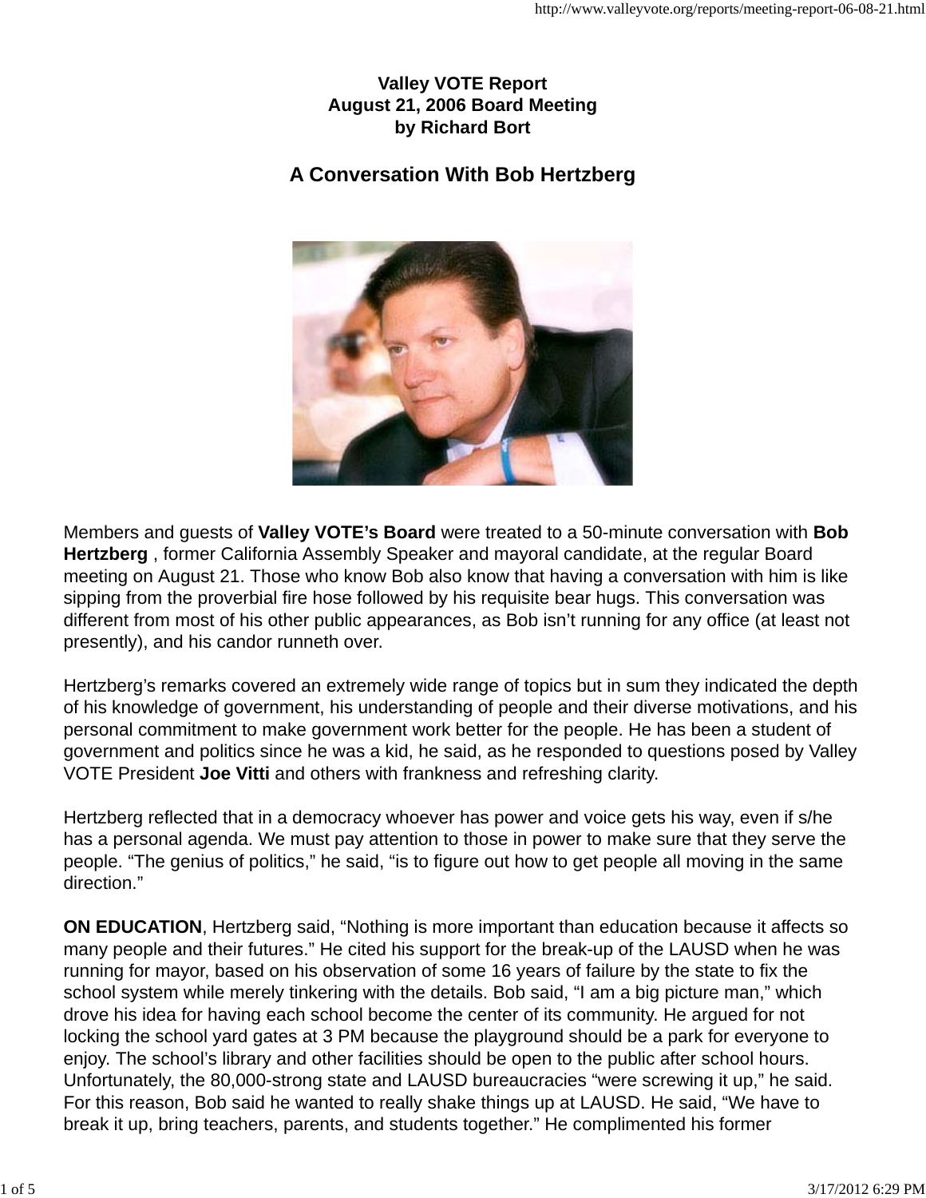**Valley VOTE Report**
**August 21, 2006 Board Meeting**
**by Richard Bort**

## A Conversation With Bob Hertzberg

Members and guests of **Valley VOTE's Board** were treated to a 50-minute conversation with **Bob Hertzberg** , former California Assembly Speaker and mayoral candidate, at the regular Board meeting on August 21. Those who know Bob also know that having a conversation with him is like sipping from the proverbial fire hose followed by his requisite bear hugs. This conversation was different from most of his other public appearances, as Bob isn't running for any office (at least not presently), and his candor runneth over.

Hertzberg's remarks covered an extremely wide range of topics but in sum they indicated the depth of his knowledge of government, his understanding of people and their diverse motivations, and his personal commitment to make government work better for the people. He has been a student of government and politics since he was a kid, he said, as he responded to questions posed by Valley VOTE President **Joe Vitti** and others with frankness and refreshing clarity.

Hertzberg reflected that in a democracy whoever has power and voice gets his way, even if s/he has a personal agenda. We must pay attention to those in power to make sure that they serve the people. "The genius of politics," he said, "is to figure out how to get people all moving in the same direction."

**ON EDUCATION**, Hertzberg said, "Nothing is more important than education because it affects so many people and their futures." He cited his support for the break-up of the LAUSD when he was running for mayor, based on his observation of some 16 years of failure by the state to fix the school system while merely tinkering with the details. Bob said, "I am a big picture man," which drove his idea for having each school become the center of its community. He argued for not locking the school yard gates at 3 PM because the playground should be a park for everyone to enjoy. The school's library and other facilities should be open to the public after school hours. Unfortunately, the 80,000-strong state and LAUSD bureaucracies "were screwing it up," he said. For this reason, Bob said he wanted to really shake things up at LAUSD. He said, "We have to break it up, bring teachers, parents, and students together." He complimented his former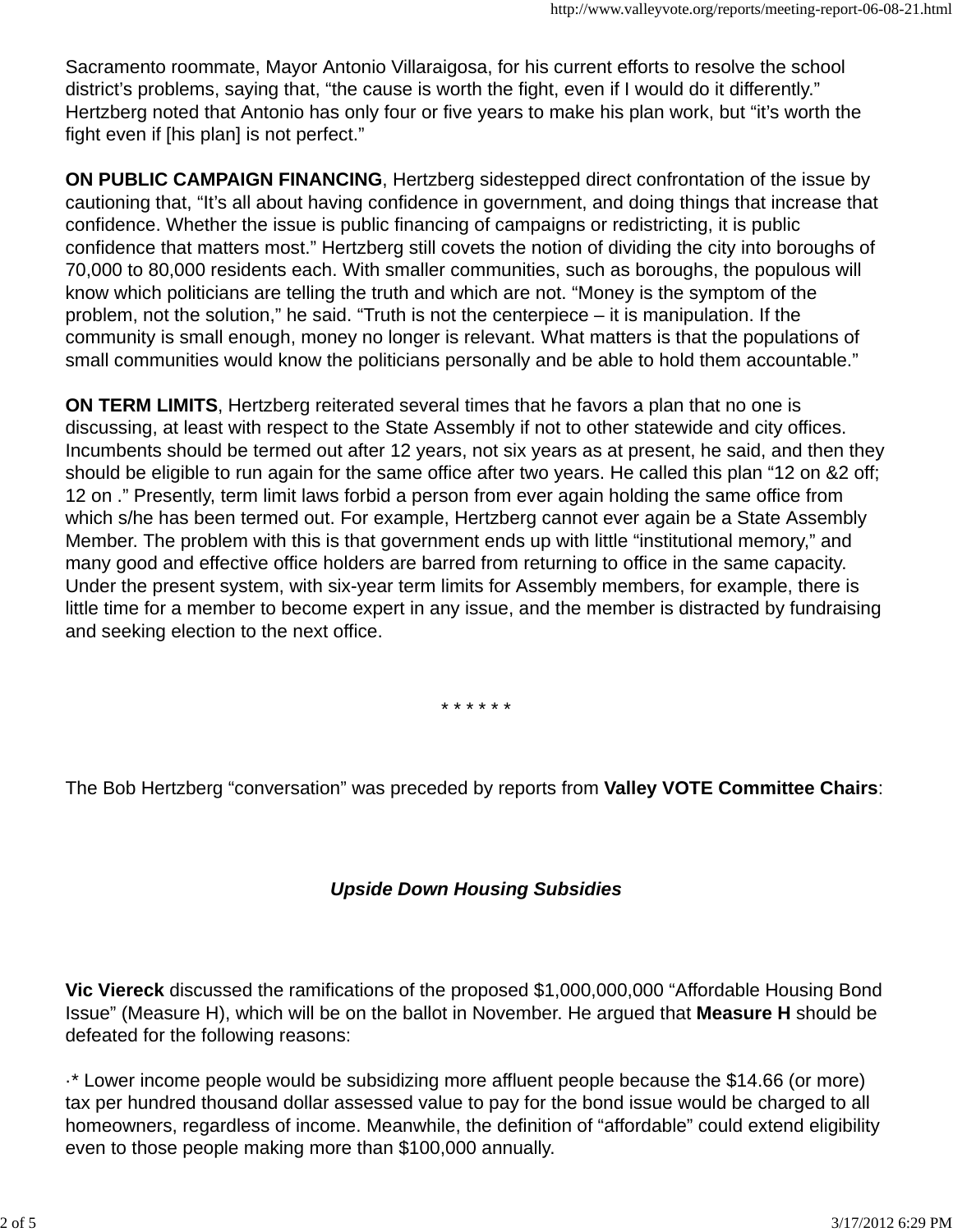Sacramento roommate, Mayor Antonio Villaraigosa, for his current efforts to resolve the school district's problems, saying that, "the cause is worth the fight, even if I would do it differently." Hertzberg noted that Antonio has only four or five years to make his plan work, but "it's worth the fight even if [his plan] is not perfect."

**ON PUBLIC CAMPAIGN FINANCING**, Hertzberg sidestepped direct confrontation of the issue by cautioning that, "It's all about having confidence in government, and doing things that increase that confidence. Whether the issue is public financing of campaigns or redistricting, it is public confidence that matters most." Hertzberg still covets the notion of dividing the city into boroughs of 70,000 to 80,000 residents each. With smaller communities, such as boroughs, the populous will know which politicians are telling the truth and which are not. "Money is the symptom of the problem, not the solution," he said. "Truth is not the centerpiece – it is manipulation. If the community is small enough, money no longer is relevant. What matters is that the populations of small communities would know the politicians personally and be able to hold them accountable."

**ON TERM LIMITS**, Hertzberg reiterated several times that he favors a plan that no one is discussing, at least with respect to the State Assembly if not to other statewide and city offices. Incumbents should be termed out after 12 years, not six years as at present, he said, and then they should be eligible to run again for the same office after two years. He called this plan "12 on &2 off; 12 on ." Presently, term limit laws forbid a person from ever again holding the same office from which s/he has been termed out. For example, Hertzberg cannot ever again be a State Assembly Member. The problem with this is that government ends up with little "institutional memory," and many good and effective office holders are barred from returning to office in the same capacity. Under the present system, with six-year term limits for Assembly members, for example, there is little time for a member to become expert in any issue, and the member is distracted by fundraising and seeking election to the next office.

\* \* \* \* \* \*

The Bob Hertzberg "conversation" was preceded by reports from **Valley VOTE Committee Chairs**:

### *Upside Down Housing Subsidies*

**Vic Viereck** discussed the ramifications of the proposed $1,000,000,000 "Affordable Housing Bond Issue" (Measure H), which will be on the ballot in November. He argued that **Measure H** should be defeated for the following reasons:

·* Lower income people would be subsidizing more affluent people because the $14.66 (or more) tax per hundred thousand dollar assessed value to pay for the bond issue would be charged to all homeowners, regardless of income. Meanwhile, the definition of "affordable" could extend eligibility even to those people making more than $100,000 annually.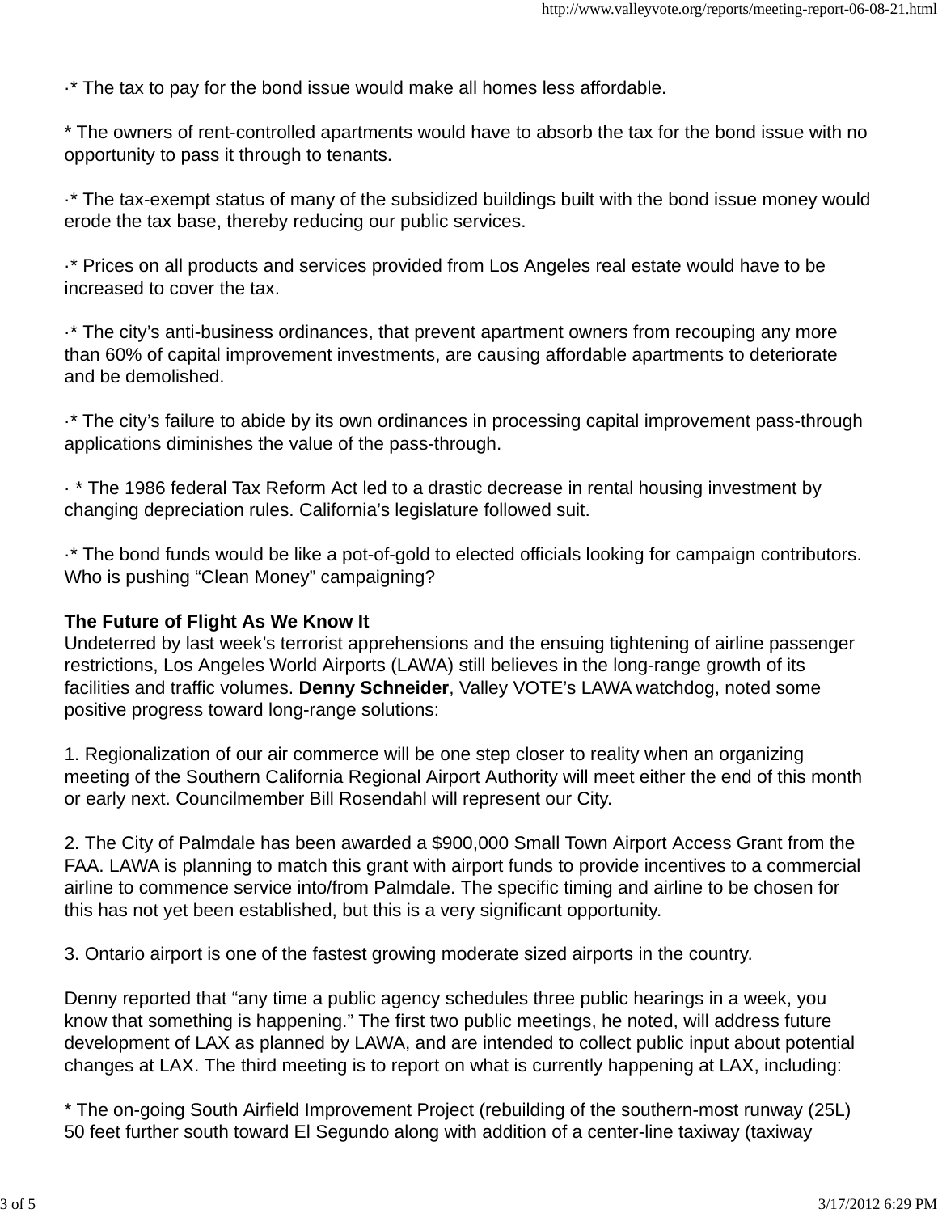·* The tax to pay for the bond issue would make all homes less affordable.

* The owners of rent-controlled apartments would have to absorb the tax for the bond issue with no opportunity to pass it through to tenants.

·* The tax-exempt status of many of the subsidized buildings built with the bond issue money would erode the tax base, thereby reducing our public services.

·* Prices on all products and services provided from Los Angeles real estate would have to be increased to cover the tax.

·* The city's anti-business ordinances, that prevent apartment owners from recouping any more than 60% of capital improvement investments, are causing affordable apartments to deteriorate and be demolished.

·* The city's failure to abide by its own ordinances in processing capital improvement pass-through applications diminishes the value of the pass-through.

· * The 1986 federal Tax Reform Act led to a drastic decrease in rental housing investment by changing depreciation rules. California's legislature followed suit.

·* The bond funds would be like a pot-of-gold to elected officials looking for campaign contributors. Who is pushing "Clean Money" campaigning?

**The Future of Flight As We Know It**
Undeterred by last week's terrorist apprehensions and the ensuing tightening of airline passenger restrictions, Los Angeles World Airports (LAWA) still believes in the long-range growth of its facilities and traffic volumes. **Denny Schneider**, Valley VOTE's LAWA watchdog, noted some positive progress toward long-range solutions:

1. Regionalization of our air commerce will be one step closer to reality when an organizing meeting of the Southern California Regional Airport Authority will meet either the end of this month or early next. Councilmember Bill Rosendahl will represent our City.

2. The City of Palmdale has been awarded a $900,000 Small Town Airport Access Grant from the FAA. LAWA is planning to match this grant with airport funds to provide incentives to a commercial airline to commence service into/from Palmdale. The specific timing and airline to be chosen for this has not yet been established, but this is a very significant opportunity.

3. Ontario airport is one of the fastest growing moderate sized airports in the country.

Denny reported that "any time a public agency schedules three public hearings in a week, you know that something is happening." The first two public meetings, he noted, will address future development of LAX as planned by LAWA, and are intended to collect public input about potential changes at LAX. The third meeting is to report on what is currently happening at LAX, including:

* The on-going South Airfield Improvement Project (rebuilding of the southern-most runway (25L) 50 feet further south toward El Segundo along with addition of a center-line taxiway (taxiway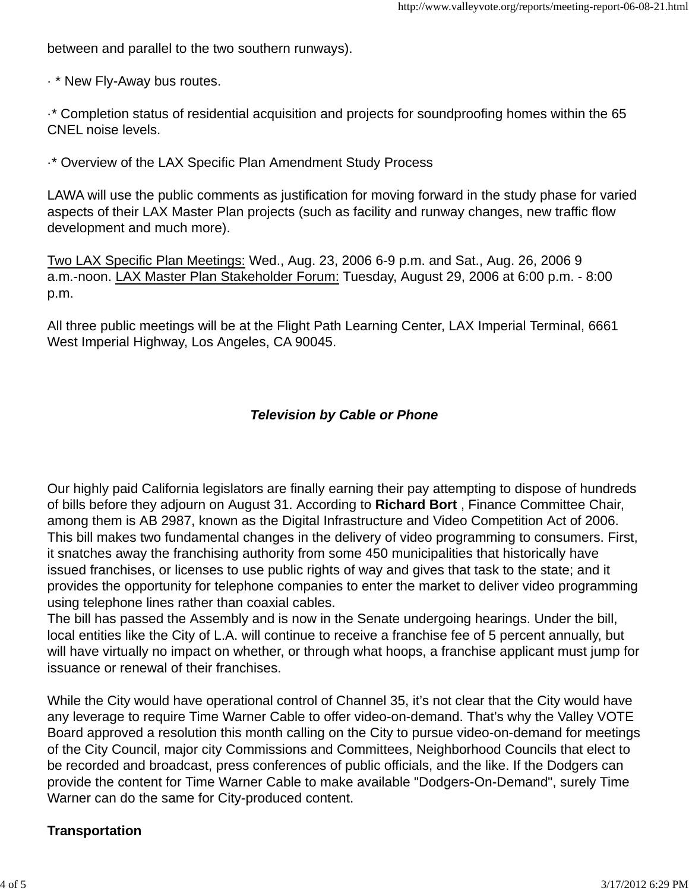between and parallel to the two southern runways).

· * New Fly-Away bus routes.

·* Completion status of residential acquisition and projects for soundproofing homes within the 65 CNEL noise levels.

·* Overview of the LAX Specific Plan Amendment Study Process

LAWA will use the public comments as justification for moving forward in the study phase for varied aspects of their LAX Master Plan projects (such as facility and runway changes, new traffic flow development and much more).

<u>Two LAX Specific Plan Meetings:</u> Wed., Aug. 23, 2006 6-9 p.m. and Sat., Aug. 26, 2006 9 a.m.-noon. <u>LAX Master Plan Stakeholder Forum:</u> Tuesday, August 29, 2006 at 6:00 p.m. - 8:00 p.m.

All three public meetings will be at the Flight Path Learning Center, LAX Imperial Terminal, 6661 West Imperial Highway, Los Angeles, CA 90045.

***Television by Cable or Phone***

Our highly paid California legislators are finally earning their pay attempting to dispose of hundreds of bills before they adjourn on August 31. According to **Richard Bort** , Finance Committee Chair, among them is AB 2987, known as the Digital Infrastructure and Video Competition Act of 2006. This bill makes two fundamental changes in the delivery of video programming to consumers. First, it snatches away the franchising authority from some 450 municipalities that historically have issued franchises, or licenses to use public rights of way and gives that task to the state; and it provides the opportunity for telephone companies to enter the market to deliver video programming using telephone lines rather than coaxial cables.
The bill has passed the Assembly and is now in the Senate undergoing hearings. Under the bill, local entities like the City of L.A. will continue to receive a franchise fee of 5 percent annually, but will have virtually no impact on whether, or through what hoops, a franchise applicant must jump for issuance or renewal of their franchises.

While the City would have operational control of Channel 35, it's not clear that the City would have any leverage to require Time Warner Cable to offer video-on-demand. That's why the Valley VOTE Board approved a resolution this month calling on the City to pursue video-on-demand for meetings of the City Council, major city Commissions and Committees, Neighborhood Councils that elect to be recorded and broadcast, press conferences of public officials, and the like. If the Dodgers can provide the content for Time Warner Cable to make available "Dodgers-On-Demand", surely Time Warner can do the same for City-produced content.

**Transportation**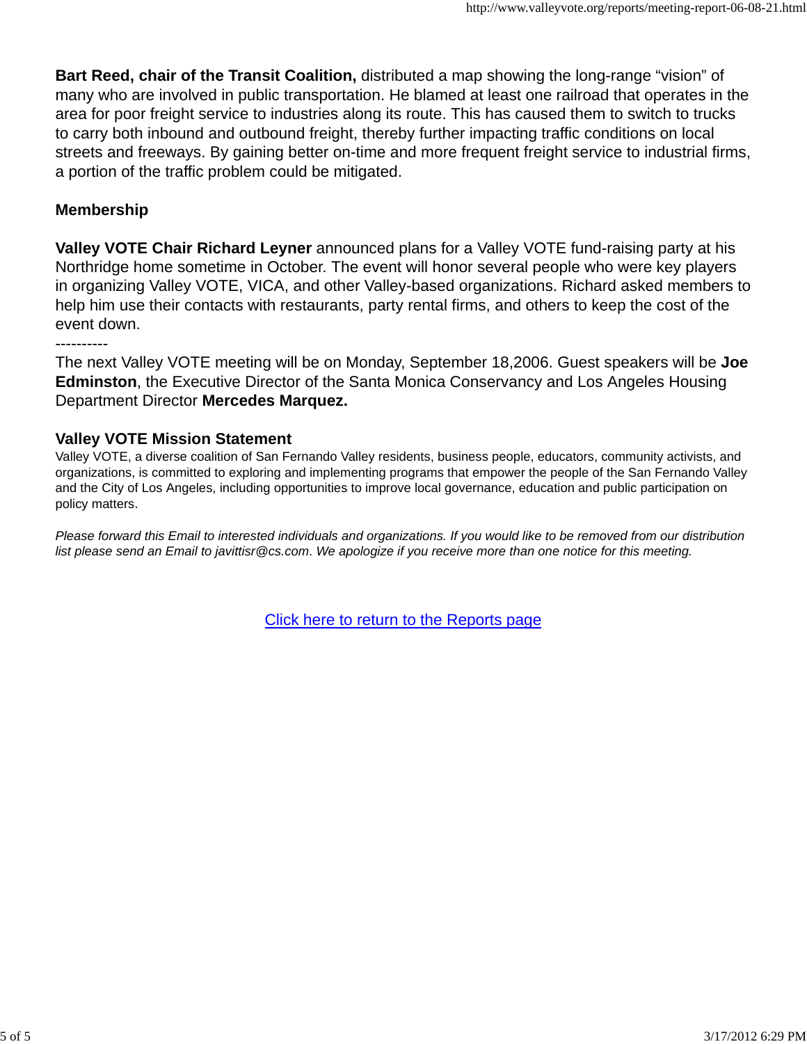**Bart Reed, chair of the Transit Coalition,** distributed a map showing the long-range "vision" of many who are involved in public transportation. He blamed at least one railroad that operates in the area for poor freight service to industries along its route. This has caused them to switch to trucks to carry both inbound and outbound freight, thereby further impacting traffic conditions on local streets and freeways. By gaining better on-time and more frequent freight service to industrial firms, a portion of the traffic problem could be mitigated.

**Membership**

**Valley VOTE Chair Richard Leyner** announced plans for a Valley VOTE fund-raising party at his Northridge home sometime in October. The event will honor several people who were key players in organizing Valley VOTE, VICA, and other Valley-based organizations. Richard asked members to help him use their contacts with restaurants, party rental firms, and others to keep the cost of the event down.

----------

The next Valley VOTE meeting will be on Monday, September 18,2006. Guest speakers will be **Joe Edminston**, the Executive Director of the Santa Monica Conservancy and Los Angeles Housing Department Director **Mercedes Marquez.**

**Valley VOTE Mission Statement**

Valley VOTE, a diverse coalition of San Fernando Valley residents, business people, educators, community activists, and organizations, is committed to exploring and implementing programs that empower the people of the San Fernando Valley and the City of Los Angeles, including opportunities to improve local governance, education and public participation on policy matters.

*Please forward this Email to interested individuals and organizations. If you would like to be removed from our distribution list please send an Email to javittisr@cs.com. We apologize if you receive more than one notice for this meeting.*

Click here to return to the Reports page